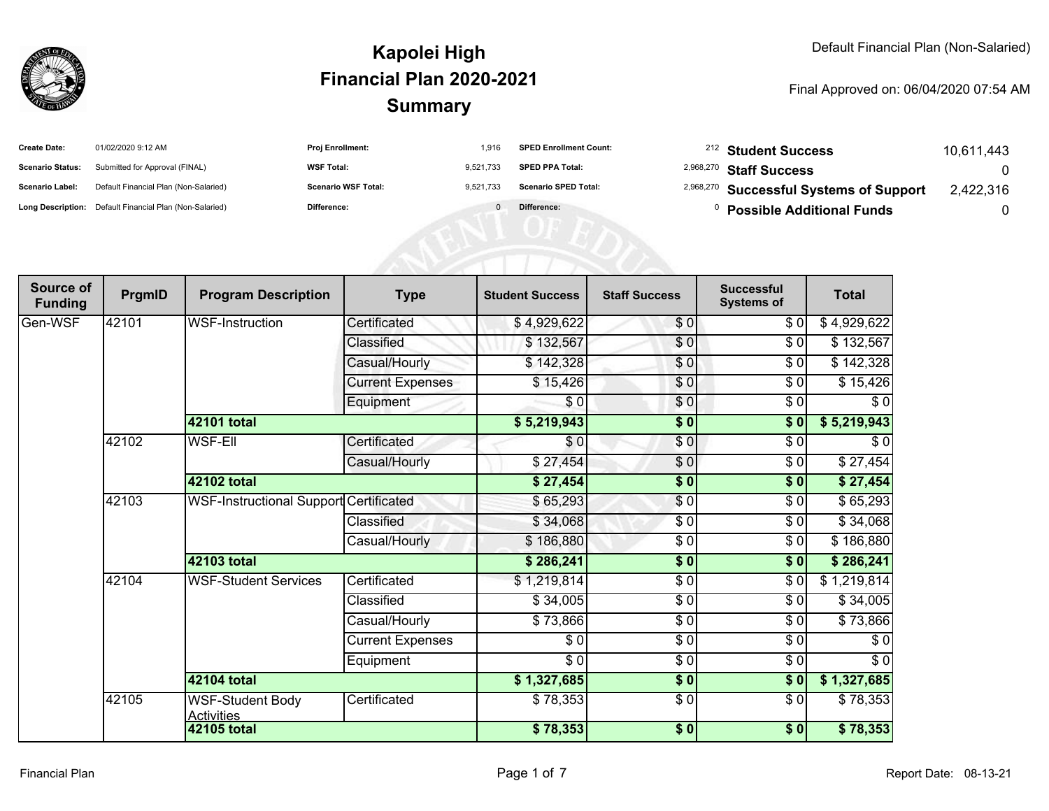# Kapolei High
## Financial Plan 2020-2021
## Summary

Default Financial Plan (Non-Salaried)

Final Approved on: 06/04/2020 07:54 AM

| | | | | | |
|---|---|---|---|---|---|
| **Create Date:** | 01/02/2020 9:12 AM | **Proj Enrollment:** | 1,916 | **SPED Enrollment Count:** | 212 |
| **Scenario Status:** | Submitted for Approval (FINAL) | **WSF Total:** | 9,521,733 | **SPED PPA Total:** | 2,968,270 |
| **Scenario Label:** | Default Financial Plan (Non-Salaried) | **Scenario WSF Total:** | 9,521,733 | **Scenario SPED Total:** | 2,968,270 |
| **Long Description:** | Default Financial Plan (Non-Salaried) | **Difference:** | 0 | **Difference:** | 0 |

| | |
|---|---|
| **Student Success** | 10,611,443 |
| **Staff Success** | 0 |
| **Successful Systems of Support** | 2,422,316 |
| **Possible Additional Funds** | 0 |

| Source of Funding | PrgmID | Program Description | Type | Student Success | Staff Success | Successful Systems of | Total |
|---|---|---|---|---|---|---|---|
| Gen-WSF | 42101 | WSF-Instruction | Certificated | $ 4,929,622 | $ 0 | $ 0 | $ 4,929,622 |
| | | | Classified | $ 132,567 | $ 0 | $ 0 | $ 132,567 |
| | | | Casual/Hourly | $ 142,328 | $ 0 | $ 0 | $ 142,328 |
| | | | Current Expenses | $ 15,426 | $ 0 | $ 0 | $ 15,426 |
| | | | Equipment | $ 0 | $ 0 | $ 0 | $ 0 |
| | | **42101 total** | | **$ 5,219,943** | **$ 0** | **$ 0** | **$ 5,219,943** |
| | 42102 | WSF-Ell | Certificated | $ 0 | $ 0 | $ 0 | $ 0 |
| | | | Casual/Hourly | $ 27,454 | $ 0 | $ 0 | $ 27,454 |
| | | **42102 total** | | **$ 27,454** | **$ 0** | **$ 0** | **$ 27,454** |
| | 42103 | WSF-Instructional Support | Certificated | $ 65,293 | $ 0 | $ 0 | $ 65,293 |
| | | | Classified | $ 34,068 | $ 0 | $ 0 | $ 34,068 |
| | | | Casual/Hourly | $ 186,880 | $ 0 | $ 0 | $ 186,880 |
| | | **42103 total** | | **$ 286,241** | **$ 0** | **$ 0** | **$ 286,241** |
| | 42104 | WSF-Student Services | Certificated | $ 1,219,814 | $ 0 | $ 0 | $ 1,219,814 |
| | | | Classified | $ 34,005 | $ 0 | $ 0 | $ 34,005 |
| | | | Casual/Hourly | $ 73,866 | $ 0 | $ 0 | $ 73,866 |
| | | | Current Expenses | $ 0 | $ 0 | $ 0 | $ 0 |
| | | | Equipment | $ 0 | $ 0 | $ 0 | $ 0 |
| | | **42104 total** | | **$ 1,327,685** | **$ 0** | **$ 0** | **$ 1,327,685** |
| | 42105 | WSF-Student Body Activities | Certificated | $ 78,353 | $ 0 | $ 0 | $ 78,353 |
| | | **42105 total** | | **$ 78,353** | **$ 0** | **$ 0** | **$ 78,353** |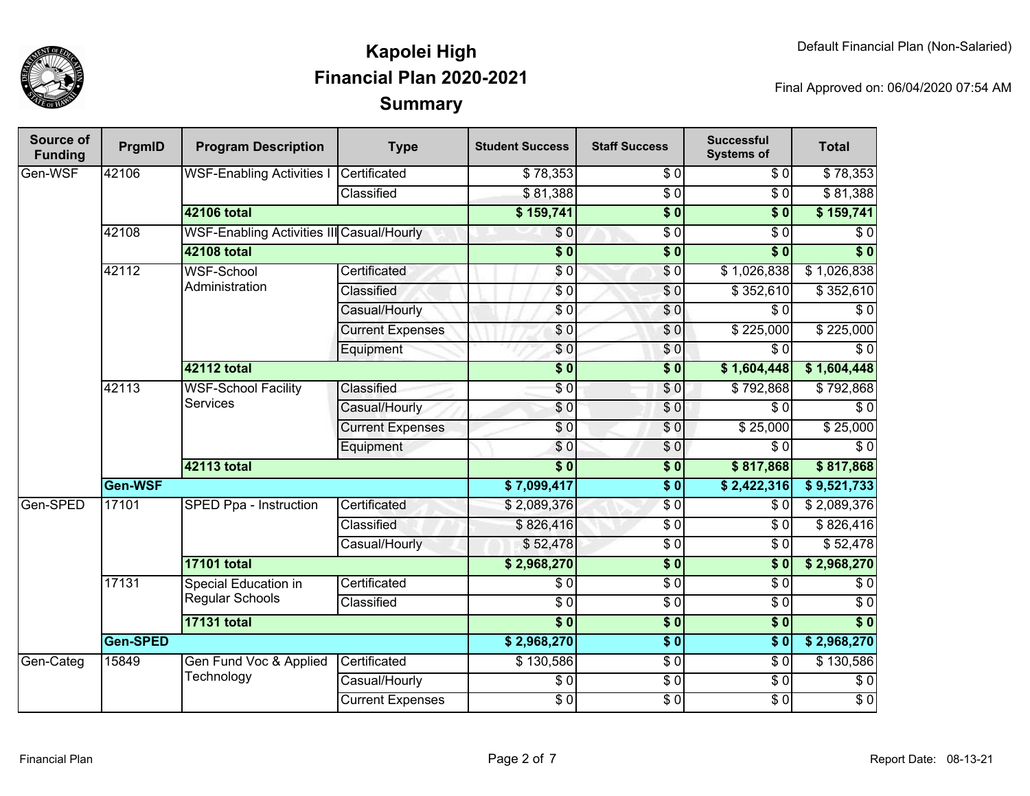# Kapolei High
## Financial Plan 2020-2021
## Summary

Default Financial Plan (Non-Salaried)

Final Approved on: 06/04/2020 07:54 AM

| Source of Funding | PrgmID | Program Description | Type | Student Success | Staff Success | Successful Systems of | Total |
|---|---|---|---|---|---|---|---|
| Gen-WSF | 42106 | WSF-Enabling Activities I | Certificated | $ 78,353 | $ 0 | $ 0 | $ 78,353 |
| | | | Classified | $ 81,388 | $ 0 | $ 0 | $ 81,388 |
| | | **42106 total** | | **$ 159,741** | **$ 0** | **$ 0** | **$ 159,741** |
| | 42108 | WSF-Enabling Activities III | Casual/Hourly | $ 0 | $ 0 | $ 0 | $ 0 |
| | | **42108 total** | | **$ 0** | **$ 0** | **$ 0** | **$ 0** |
| | 42112 | WSF-School Administration | Certificated | $ 0 | $ 0 | $ 1,026,838 | $ 1,026,838 |
| | | | Classified | $ 0 | $ 0 | $ 352,610 | $ 352,610 |
| | | | Casual/Hourly | $ 0 | $ 0 | $ 0 | $ 0 |
| | | | Current Expenses | $ 0 | $ 0 | $ 225,000 | $ 225,000 |
| | | | Equipment | $ 0 | $ 0 | $ 0 | $ 0 |
| | | **42112 total** | | **$ 0** | **$ 0** | **$ 1,604,448** | **$ 1,604,448** |
| | 42113 | WSF-School Facility Services | Classified | $ 0 | $ 0 | $ 792,868 | $ 792,868 |
| | | | Casual/Hourly | $ 0 | $ 0 | $ 0 | $ 0 |
| | | | Current Expenses | $ 0 | $ 0 | $ 25,000 | $ 25,000 |
| | | | Equipment | $ 0 | $ 0 | $ 0 | $ 0 |
| | | **42113 total** | | **$ 0** | **$ 0** | **$ 817,868** | **$ 817,868** |
| | **Gen-WSF** | | | **$ 7,099,417** | **$ 0** | **$ 2,422,316** | **$ 9,521,733** |
| Gen-SPED | 17101 | SPED Ppa - Instruction | Certificated | $ 2,089,376 | $ 0 | $ 0 | $ 2,089,376 |
| | | | Classified | $ 826,416 | $ 0 | $ 0 | $ 826,416 |
| | | | Casual/Hourly | $ 52,478 | $ 0 | $ 0 | $ 52,478 |
| | | **17101 total** | | **$ 2,968,270** | **$ 0** | **$ 0** | **$ 2,968,270** |
| | 17131 | Special Education in Regular Schools | Certificated | $ 0 | $ 0 | $ 0 | $ 0 |
| | | | Classified | $ 0 | $ 0 | $ 0 | $ 0 |
| | | **17131 total** | | **$ 0** | **$ 0** | **$ 0** | **$ 0** |
| | **Gen-SPED** | | | **$ 2,968,270** | **$ 0** | **$ 0** | **$ 2,968,270** |
| Gen-Categ | 15849 | Gen Fund Voc & Applied Technology | Certificated | $ 130,586 | $ 0 | $ 0 | $ 130,586 |
| | | | Casual/Hourly | $ 0 | $ 0 | $ 0 | $ 0 |
| | | | Current Expenses | $ 0 | $ 0 | $ 0 | $ 0 |

Financial Plan

Report Date: 08-13-21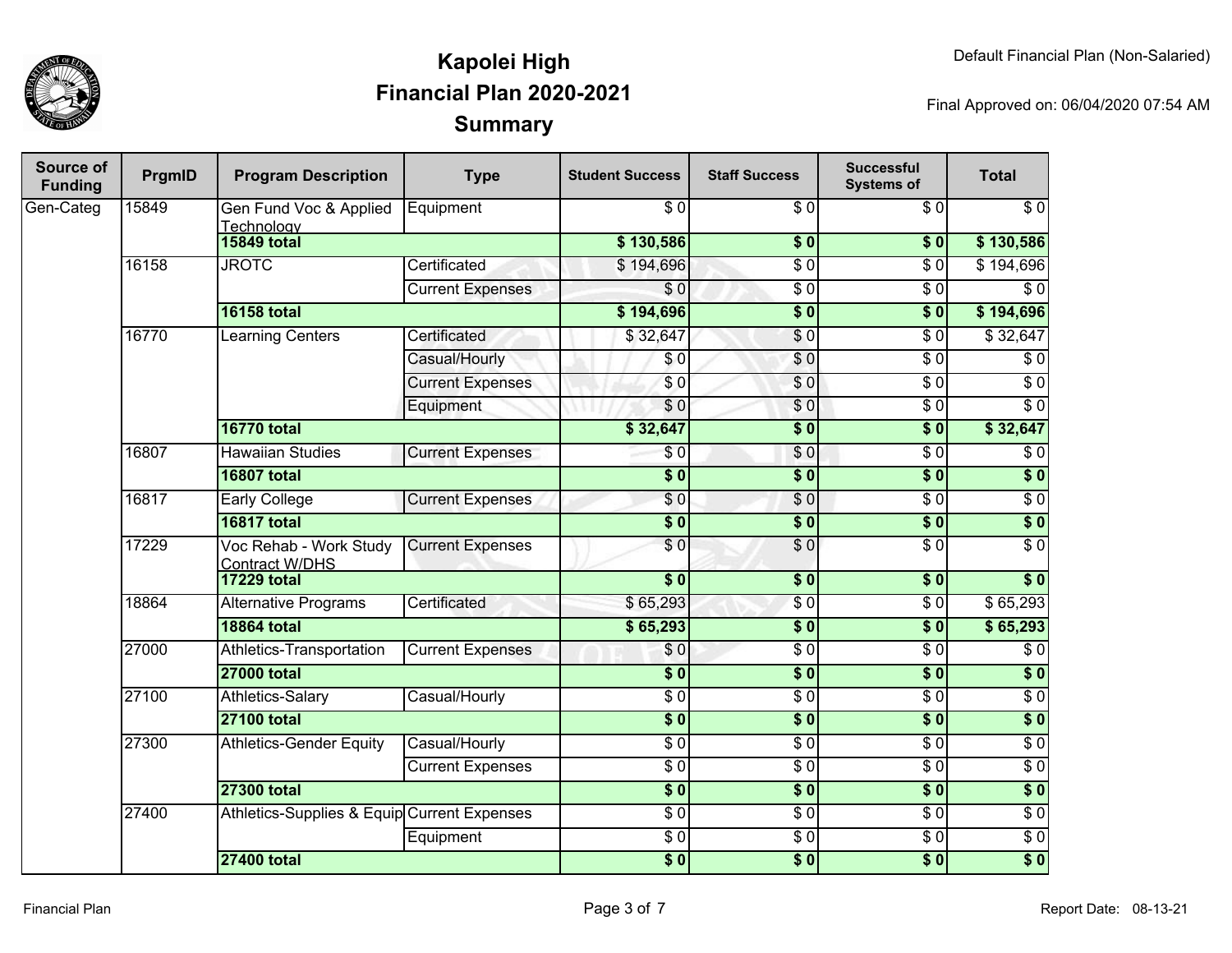# Kapolei High
## Financial Plan 2020-2021
### Summary

Default Financial Plan (Non-Salaried)

Final Approved on: 06/04/2020 07:54 AM

| Source of Funding | PrgmID | Program Description | Type | Student Success | Staff Success | Successful Systems of | Total |
|---|---|---|---|---|---|---|---|
| Gen-Categ | 15849 | Gen Fund Voc & Applied Technology | Equipment | $ 0 | $ 0 | $ 0 | $ 0 |
| | | **15849 total** | | **$ 130,586** | **$ 0** | **$ 0** | **$ 130,586** |
| | 16158 | JROTC | Certificated | $ 194,696 | $ 0 | $ 0 | $ 194,696 |
| | | | Current Expenses | $ 0 | $ 0 | $ 0 | $ 0 |
| | | **16158 total** | | **$ 194,696** | **$ 0** | **$ 0** | **$ 194,696** |
| | 16770 | Learning Centers | Certificated | $ 32,647 | $ 0 | $ 0 | $ 32,647 |
| | | | Casual/Hourly | $ 0 | $ 0 | $ 0 | $ 0 |
| | | | Current Expenses | $ 0 | $ 0 | $ 0 | $ 0 |
| | | | Equipment | $ 0 | $ 0 | $ 0 | $ 0 |
| | | **16770 total** | | **$ 32,647** | **$ 0** | **$ 0** | **$ 32,647** |
| | 16807 | Hawaiian Studies | Current Expenses | $ 0 | $ 0 | $ 0 | $ 0 |
| | | **16807 total** | | **$ 0** | **$ 0** | **$ 0** | **$ 0** |
| | 16817 | Early College | Current Expenses | $ 0 | $ 0 | $ 0 | $ 0 |
| | | **16817 total** | | **$ 0** | **$ 0** | **$ 0** | **$ 0** |
| | 17229 | Voc Rehab - Work Study Contract W/DHS | Current Expenses | $ 0 | $ 0 | $ 0 | $ 0 |
| | | **17229 total** | | **$ 0** | **$ 0** | **$ 0** | **$ 0** |
| | 18864 | Alternative Programs | Certificated | $ 65,293 | $ 0 | $ 0 | $ 65,293 |
| | | **18864 total** | | **$ 65,293** | **$ 0** | **$ 0** | **$ 65,293** |
| | 27000 | Athletics-Transportation | Current Expenses | $ 0 | $ 0 | $ 0 | $ 0 |
| | | **27000 total** | | **$ 0** | **$ 0** | **$ 0** | **$ 0** |
| | 27100 | Athletics-Salary | Casual/Hourly | $ 0 | $ 0 | $ 0 | $ 0 |
| | | **27100 total** | | **$ 0** | **$ 0** | **$ 0** | **$ 0** |
| | 27300 | Athletics-Gender Equity | Casual/Hourly | $ 0 | $ 0 | $ 0 | $ 0 |
| | | | Current Expenses | $ 0 | $ 0 | $ 0 | $ 0 |
| | | **27300 total** | | **$ 0** | **$ 0** | **$ 0** | **$ 0** |
| | 27400 | Athletics-Supplies & Equip | Current Expenses | $ 0 | $ 0 | $ 0 | $ 0 |
| | | | Equipment | $ 0 | $ 0 | $ 0 | $ 0 |
| | | **27400 total** | | **$ 0** | **$ 0** | **$ 0** | **$ 0** |

Financial Plan

Report Date: 08-13-21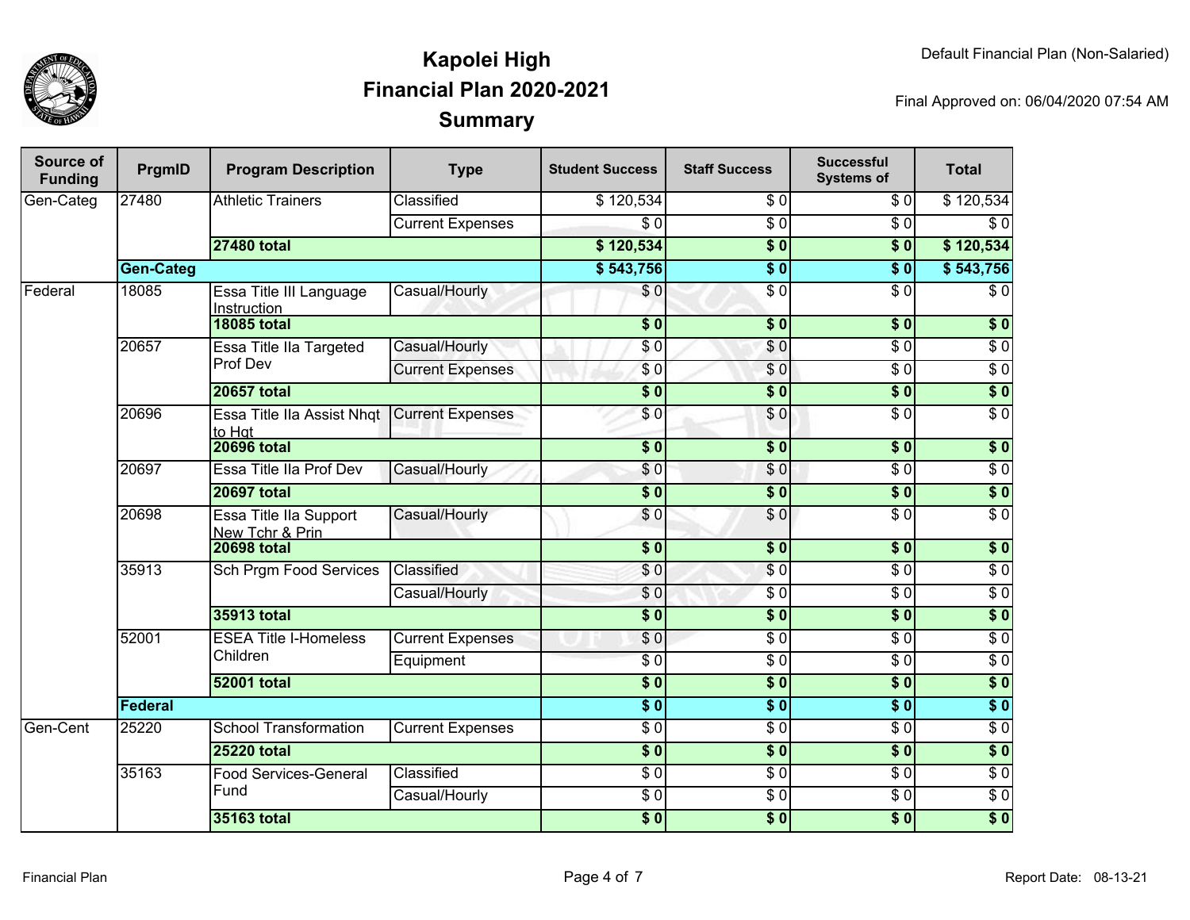# Kapolei High
# Financial Plan 2020-2021
# Summary

Default Financial Plan (Non-Salaried)

Final Approved on: 06/04/2020 07:54 AM

| Source of Funding | PrgmID | Program Description | Type | Student Success | Staff Success | Successful Systems of | Total |
|---|---|---|---|---|---|---|---|
| Gen-Categ | 27480 | Athletic Trainers | Classified | $ 120,534 | $ 0 | $ 0 | $ 120,534 |
| | | | Current Expenses | $ 0 | $ 0 | $ 0 | $ 0 |
| | | **27480 total** | | **$ 120,534** | **$ 0** | **$ 0** | **$ 120,534** |
| | **Gen-Categ** | | | **$ 543,756** | **$ 0** | **$ 0** | **$ 543,756** |
| Federal | 18085 | Essa Title III Language Instruction | Casual/Hourly | $ 0 | $ 0 | $ 0 | $ 0 |
| | | **18085 total** | | **$ 0** | **$ 0** | **$ 0** | **$ 0** |
| | 20657 | Essa Title IIa Targeted Prof Dev | Casual/Hourly | $ 0 | $ 0 | $ 0 | $ 0 |
| | | | Current Expenses | $ 0 | $ 0 | $ 0 | $ 0 |
| | | **20657 total** | | **$ 0** | **$ 0** | **$ 0** | **$ 0** |
| | 20696 | Essa Title IIa Assist Nhqt to Hqt | Current Expenses | $ 0 | $ 0 | $ 0 | $ 0 |
| | | **20696 total** | | **$ 0** | **$ 0** | **$ 0** | **$ 0** |
| | 20697 | Essa Title IIa Prof Dev | Casual/Hourly | $ 0 | $ 0 | $ 0 | $ 0 |
| | | **20697 total** | | **$ 0** | **$ 0** | **$ 0** | **$ 0** |
| | 20698 | Essa Title IIa Support New Tchr & Prin | Casual/Hourly | $ 0 | $ 0 | $ 0 | $ 0 |
| | | **20698 total** | | **$ 0** | **$ 0** | **$ 0** | **$ 0** |
| | 35913 | Sch Prgm Food Services | Classified | $ 0 | $ 0 | $ 0 | $ 0 |
| | | | Casual/Hourly | $ 0 | $ 0 | $ 0 | $ 0 |
| | | **35913 total** | | **$ 0** | **$ 0** | **$ 0** | **$ 0** |
| | 52001 | ESEA Title I-Homeless Children | Current Expenses | $ 0 | $ 0 | $ 0 | $ 0 |
| | | | Equipment | $ 0 | $ 0 | $ 0 | $ 0 |
| | | **52001 total** | | **$ 0** | **$ 0** | **$ 0** | **$ 0** |
| | **Federal** | | | **$ 0** | **$ 0** | **$ 0** | **$ 0** |
| Gen-Cent | 25220 | School Transformation | Current Expenses | $ 0 | $ 0 | $ 0 | $ 0 |
| | | **25220 total** | | **$ 0** | **$ 0** | **$ 0** | **$ 0** |
| | 35163 | Food Services-General Fund | Classified | $ 0 | $ 0 | $ 0 | $ 0 |
| | | | Casual/Hourly | $ 0 | $ 0 | $ 0 | $ 0 |
| | | **35163 total** | | **$ 0** | **$ 0** | **$ 0** | **$ 0** |

Report Date: 08-13-21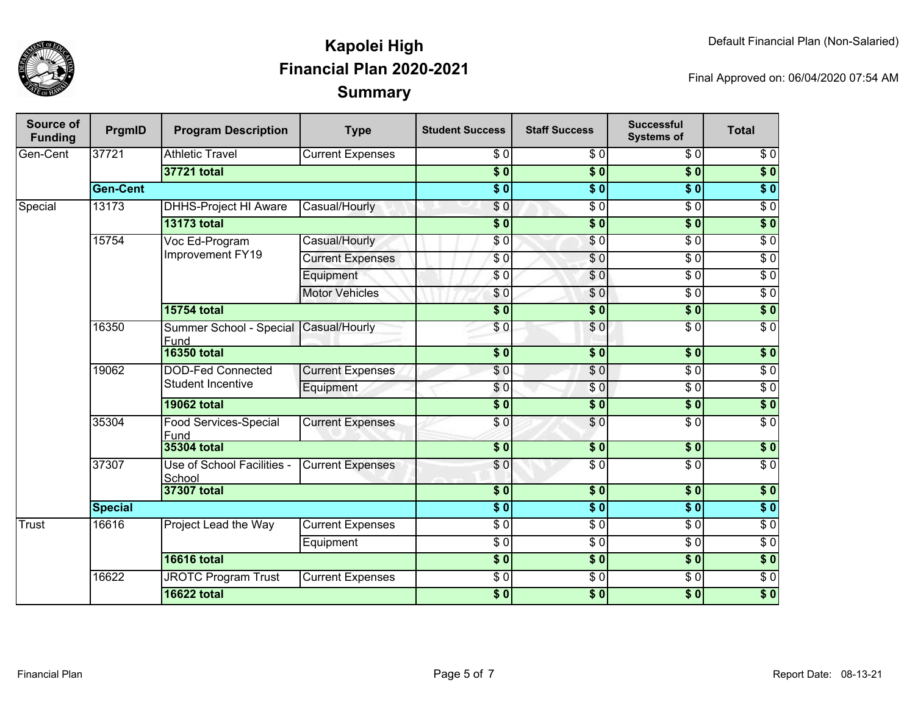# Kapolei High
## Financial Plan 2020-2021
### Summary

Default Financial Plan (Non-Salaried)

Final Approved on: 06/04/2020 07:54 AM

| Source of Funding | PrgmID | Program Description | Type | Student Success | Staff Success | Successful Systems of | Total |
|---|---|---|---|---|---|---|---|
| Gen-Cent | 37721 | Athletic Travel | Current Expenses | $ 0 | $ 0 | $ 0 | $ 0 |
| | | **37721 total** | | **$ 0** | **$ 0** | **$ 0** | **$ 0** |
| | **Gen-Cent** | | | **$ 0** | **$ 0** | **$ 0** | **$ 0** |
| Special | 13173 | DHHS-Project HI Aware | Casual/Hourly | $ 0 | $ 0 | $ 0 | $ 0 |
| | | **13173 total** | | **$ 0** | **$ 0** | **$ 0** | **$ 0** |
| | 15754 | Voc Ed-Program Improvement FY19 | Casual/Hourly | $ 0 | $ 0 | $ 0 | $ 0 |
| | | | Current Expenses | $ 0 | $ 0 | $ 0 | $ 0 |
| | | | Equipment | $ 0 | $ 0 | $ 0 | $ 0 |
| | | | Motor Vehicles | $ 0 | $ 0 | $ 0 | $ 0 |
| | | **15754 total** | | **$ 0** | **$ 0** | **$ 0** | **$ 0** |
| | 16350 | Summer School - Special Fund | Casual/Hourly | $ 0 | $ 0 | $ 0 | $ 0 |
| | | **16350 total** | | **$ 0** | **$ 0** | **$ 0** | **$ 0** |
| | 19062 | DOD-Fed Connected Student Incentive | Current Expenses | $ 0 | $ 0 | $ 0 | $ 0 |
| | | | Equipment | $ 0 | $ 0 | $ 0 | $ 0 |
| | | **19062 total** | | **$ 0** | **$ 0** | **$ 0** | **$ 0** |
| | 35304 | Food Services-Special Fund | Current Expenses | $ 0 | $ 0 | $ 0 | $ 0 |
| | | **35304 total** | | **$ 0** | **$ 0** | **$ 0** | **$ 0** |
| | 37307 | Use of School Facilities - School | Current Expenses | $ 0 | $ 0 | $ 0 | $ 0 |
| | | **37307 total** | | **$ 0** | **$ 0** | **$ 0** | **$ 0** |
| | **Special** | | | **$ 0** | **$ 0** | **$ 0** | **$ 0** |
| Trust | 16616 | Project Lead the Way | Current Expenses | $ 0 | $ 0 | $ 0 | $ 0 |
| | | | Equipment | $ 0 | $ 0 | $ 0 | $ 0 |
| | | **16616 total** | | **$ 0** | **$ 0** | **$ 0** | **$ 0** |
| | 16622 | JROTC Program Trust | Current Expenses | $ 0 | $ 0 | $ 0 | $ 0 |
| | | **16622 total** | | **$ 0** | **$ 0** | **$ 0** | **$ 0** |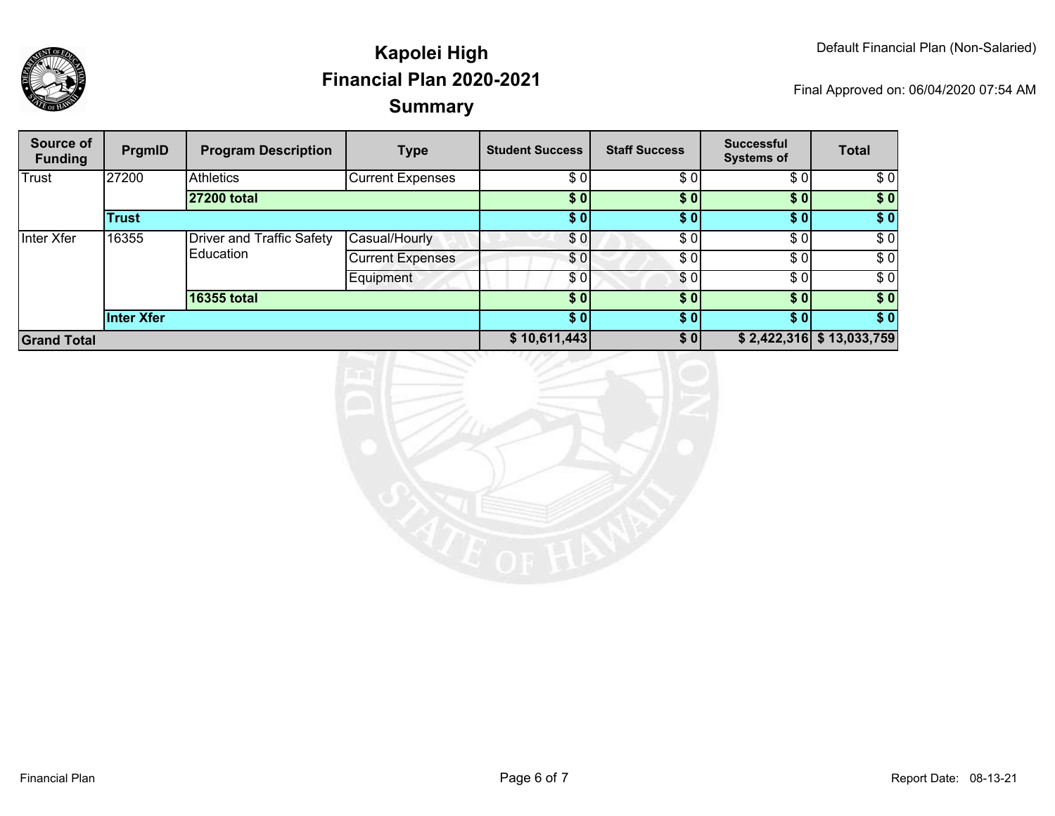# Kapolei High
## Financial Plan 2020-2021
## Summary

Default Financial Plan (Non-Salaried)

Final Approved on: 06/04/2020 07:54 AM

| Source of Funding | PrgmID | Program Description | Type | Student Success | Staff Success | Successful Systems of | Total |
|---|---|---|---|---|---|---|---|
| Trust | 27200 | Athletics | Current Expenses | $ 0 | $ 0 | $ 0 | $ 0 |
| | | **27200 total** | | **$ 0** | **$ 0** | **$ 0** | **$ 0** |
| | **Trust** | | | **$ 0** | **$ 0** | **$ 0** | **$ 0** |
| Inter Xfer | 16355 | Driver and Traffic Safety Education | Casual/Hourly | $ 0 | $ 0 | $ 0 | $ 0 |
| | | | Current Expenses | $ 0 | $ 0 | $ 0 | $ 0 |
| | | | Equipment | $ 0 | $ 0 | $ 0 | $ 0 |
| | | **16355 total** | | **$ 0** | **$ 0** | **$ 0** | **$ 0** |
| | **Inter Xfer** | | | **$ 0** | **$ 0** | **$ 0** | **$ 0** |
| **Grand Total** | | | | **$ 10,611,443** | **$ 0** | **$ 2,422,316** | **$ 13,033,759** |

Financial Plan

Report Date: 08-13-21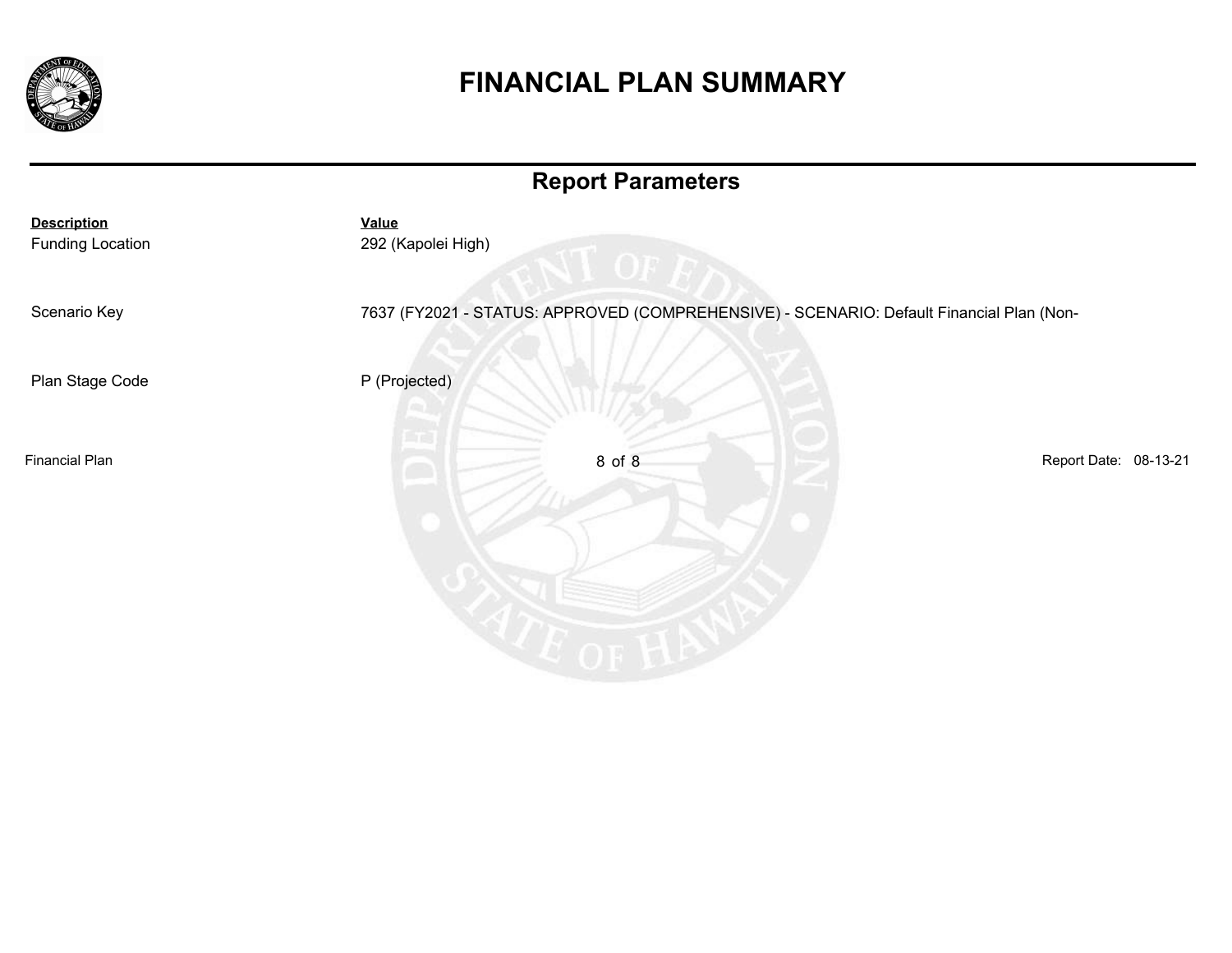# FINANCIAL PLAN SUMMARY

## Report Parameters

| Description | Value |
|---|---|
| Funding Location | 292 (Kapolei High) |
| Scenario Key | 7637 (FY2021 - STATUS: APPROVED (COMPREHENSIVE) - SCENARIO: Default Financial Plan (Non- |
| Plan Stage Code | P (Projected) |

Financial Plan

Report Date: 08-13-21